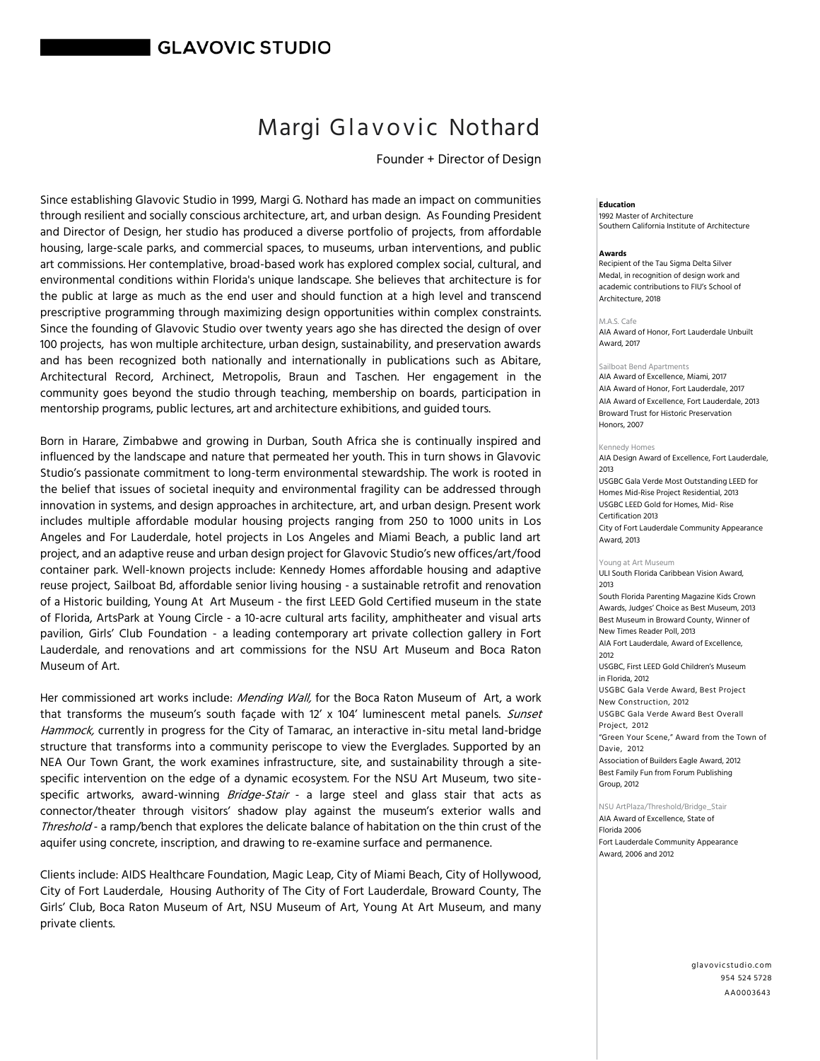GLAVOVIC STUDIO

# Margi Glavovic Nothard

Founder + Director of Design

Since establishing Glavovic Studio in 1999, Margi G. Nothard has made an impact on communities through resilient and socially conscious architecture, art, and urban design. As Founding President and Director of Design, her studio has produced a diverse portfolio of projects, from affordable housing, large-scale parks, and commercial spaces, to museums, urban interventions, and public art commissions. Her contemplative, broad-based work has explored complex social, cultural, and environmental conditions within Florida's unique landscape. She believes that architecture is for the public at large as much as the end user and should function at a high level and transcend prescriptive programming through maximizing design opportunities within complex constraints. Since the founding of Glavovic Studio over twenty years ago she has directed the design of over 100 projects, has won multiple architecture, urban design, sustainability, and preservation awards and has been recognized both nationally and internationally in publications such as Abitare, Architectural Record, Archinect, Metropolis, Braun and Taschen. Her engagement in the community goes beyond the studio through teaching, membership on boards, participation in mentorship programs, public lectures, art and architecture exhibitions, and guided tours.

Born in Harare, Zimbabwe and growing in Durban, South Africa she is continually inspired and influenced by the landscape and nature that permeated her youth. This in turn shows in Glavovic Studio's passionate commitment to long-term environmental stewardship. The work is rooted in the belief that issues of societal inequity and environmental fragility can be addressed through innovation in systems, and design approaches in architecture, art, and urban design. Present work includes multiple affordable modular housing projects ranging from 250 to 1000 units in Los Angeles and For Lauderdale, hotel projects in Los Angeles and Miami Beach, a public land art project, and an adaptive reuse and urban design project for Glavovic Studio's new offices/art/food container park. Well-known projects include: Kennedy Homes affordable housing and adaptive reuse project, Sailboat Bd, affordable senior living housing - a sustainable retrofit and renovation of a Historic building, Young At Art Museum - the first LEED Gold Certified museum in the state of Florida, ArtsPark at Young Circle - a 10-acre cultural arts facility, amphitheater and visual arts pavilion, Girls' Club Foundation - a leading contemporary art private collection gallery in Fort Lauderdale, and renovations and art commissions for the NSU Art Museum and Boca Raton Museum of Art.

Her commissioned art works include: *Mending Wall,* for the Boca Raton Museum of Art, a work that transforms the museum's south façade with 12' x 104' luminescent metal panels. *Sunset Hammock,* currently in progress for the City of Tamarac, an interactive in-situ metal land-bridge structure that transforms into a community periscope to view the Everglades. Supported by an NEA Our Town Grant, the work examines infrastructure, site, and sustainability through a site-specific intervention on the edge of a dynamic ecosystem. For the NSU Art Museum, two site-specific artworks, award-winning *Bridge-Stair* - a large steel and glass stair that acts as connector/theater through visitors' shadow play against the museum's exterior walls and *Threshold* - a ramp/bench that explores the delicate balance of habitation on the thin crust of the aquifer using concrete, inscription, and drawing to re-examine surface and permanence.

Clients include: AIDS Healthcare Foundation, Magic Leap, City of Miami Beach, City of Hollywood, City of Fort Lauderdale, Housing Authority of The City of Fort Lauderdale, Broward County, The Girls' Club, Boca Raton Museum of Art, NSU Museum of Art, Young At Art Museum, and many private clients.

**Education**

1992 Master of Architecture
Southern California Institute of Architecture

**Awards**

Recipient of the Tau Sigma Delta Silver Medal, in recognition of design work and academic contributions to FIU's School of Architecture, 2018

M.A.S. Cafe
AIA Award of Honor, Fort Lauderdale Unbuilt Award, 2017

Sailboat Bend Apartments
AIA Award of Excellence, Miami, 2017
AIA Award of Honor, Fort Lauderdale, 2017
AIA Award of Excellence, Fort Lauderdale, 2013
Broward Trust for Historic Preservation Honors, 2007

Kennedy Homes
AIA Design Award of Excellence, Fort Lauderdale, 2013
USGBC Gala Verde Most Outstanding LEED for Homes Mid-Rise Project Residential, 2013
USGBC LEED Gold for Homes, Mid- Rise Certification 2013
City of Fort Lauderdale Community Appearance Award, 2013

Young at Art Museum
ULI South Florida Caribbean Vision Award, 2013
South Florida Parenting Magazine Kids Crown Awards, Judges' Choice as Best Museum, 2013
Best Museum in Broward County, Winner of New Times Reader Poll, 2013
AIA Fort Lauderdale, Award of Excellence, 2012
USGBC, First LEED Gold Children's Museum in Florida, 2012
USGBC Gala Verde Award, Best Project New Construction, 2012
USGBC Gala Verde Award Best Overall Project, 2012
"Green Your Scene," Award from the Town of Davie, 2012
Association of Builders Eagle Award, 2012
Best Family Fun from Forum Publishing Group, 2012

NSU ArtPlaza/Threshold/Bridge_Stair
AIA Award of Excellence, State of Florida 2006
Fort Lauderdale Community Appearance Award, 2006 and 2012

glavovicstudio.com
954 524 5728
AA0003643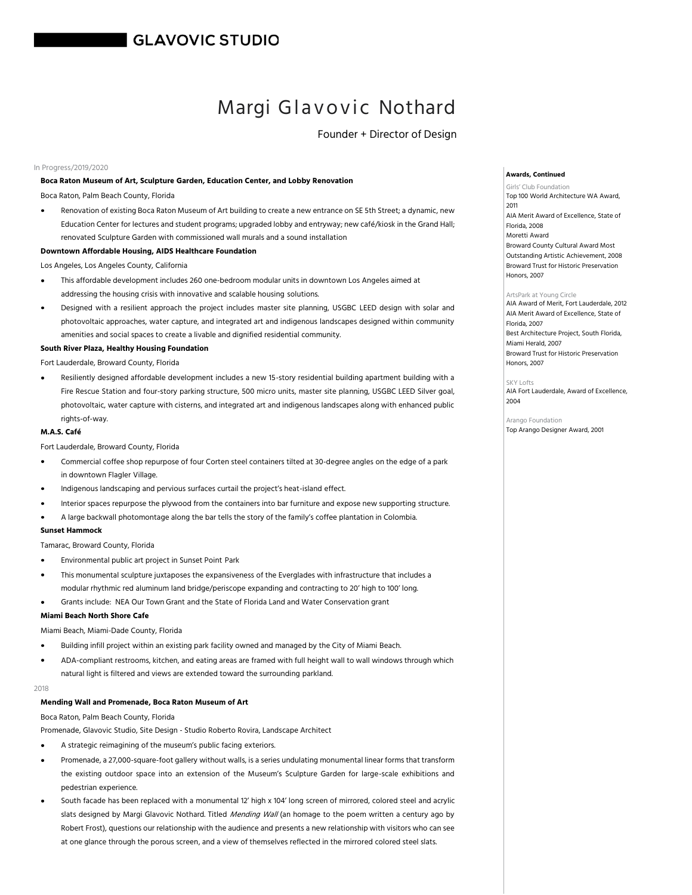# Margi Glavovic Nothard

Founder + Director of Design

In Progress/2019/2020

**Boca Raton Museum of Art, Sculpture Garden, Education Center, and Lobby Renovation**

Boca Raton, Palm Beach County, Florida

- Renovation of existing Boca Raton Museum of Art building to create a new entrance on SE 5th Street; a dynamic, new Education Center for lectures and student programs; upgraded lobby and entryway; new café/kiosk in the Grand Hall; renovated Sculpture Garden with commissioned wall murals and a sound installation

**Downtown Affordable Housing, AIDS Healthcare Foundation**

Los Angeles, Los Angeles County, California

- This affordable development includes 260 one-bedroom modular units in downtown Los Angeles aimed at addressing the housing crisis with innovative and scalable housing solutions.
- Designed with a resilient approach the project includes master site planning, USGBC LEED design with solar and photovoltaic approaches, water capture, and integrated art and indigenous landscapes designed within community amenities and social spaces to create a livable and dignified residential community.

**South River Plaza, Healthy Housing Foundation**

Fort Lauderdale, Broward County, Florida

- Resiliently designed affordable development includes a new 15-story residential building apartment building with a Fire Rescue Station and four-story parking structure, 500 micro units, master site planning, USGBC LEED Silver goal, photovoltaic, water capture with cisterns, and integrated art and indigenous landscapes along with enhanced public rights-of-way.

**M.A.S. Café**

Fort Lauderdale, Broward County, Florida

- Commercial coffee shop repurpose of four Corten steel containers tilted at 30-degree angles on the edge of a park in downtown Flagler Village.
- Indigenous landscaping and pervious surfaces curtail the project's heat-island effect.
- Interior spaces repurpose the plywood from the containers into bar furniture and expose new supporting structure.
- A large backwall photomontage along the bar tells the story of the family's coffee plantation in Colombia.

**Sunset Hammock**

Tamarac, Broward County, Florida

- Environmental public art project in Sunset Point Park
- This monumental sculpture juxtaposes the expansiveness of the Everglades with infrastructure that includes a modular rhythmic red aluminum land bridge/periscope expanding and contracting to 20' high to 100' long.
- Grants include: NEA Our Town Grant and the State of Florida Land and Water Conservation grant

**Miami Beach North Shore Cafe**

Miami Beach, Miami-Dade County, Florida

- Building infill project within an existing park facility owned and managed by the City of Miami Beach.
- ADA-compliant restrooms, kitchen, and eating areas are framed with full height wall to wall windows through which natural light is filtered and views are extended toward the surrounding parkland.

2018

**Mending Wall and Promenade, Boca Raton Museum of Art**

Boca Raton, Palm Beach County, Florida

Promenade, Glavovic Studio, Site Design - Studio Roberto Rovira, Landscape Architect

- A strategic reimagining of the museum's public facing exteriors.
- Promenade, a 27,000-square-foot gallery without walls, is a series undulating monumental linear forms that transform the existing outdoor space into an extension of the Museum's Sculpture Garden for large-scale exhibitions and pedestrian experience.
- South facade has been replaced with a monumental 12' high x 104' long screen of mirrored, colored steel and acrylic slats designed by Margi Glavovic Nothard. Titled *Mending Wall* (an homage to the poem written a century ago by Robert Frost), questions our relationship with the audience and presents a new relationship with visitors who can see at one glance through the porous screen, and a view of themselves reflected in the mirrored colored steel slats.

**Awards, Continued**

Girls' Club Foundation
Top 100 World Architecture WA Award, 2011
AIA Merit Award of Excellence, State of Florida, 2008
Moretti Award
Broward County Cultural Award Most Outstanding Artistic Achievement, 2008
Broward Trust for Historic Preservation Honors, 2007

ArtsPark at Young Circle
AIA Award of Merit, Fort Lauderdale, 2012
AIA Merit Award of Excellence, State of Florida, 2007
Best Architecture Project, South Florida, Miami Herald, 2007
Broward Trust for Historic Preservation Honors, 2007

SKY Lofts
AIA Fort Lauderdale, Award of Excellence, 2004

Arango Foundation
Top Arango Designer Award, 2001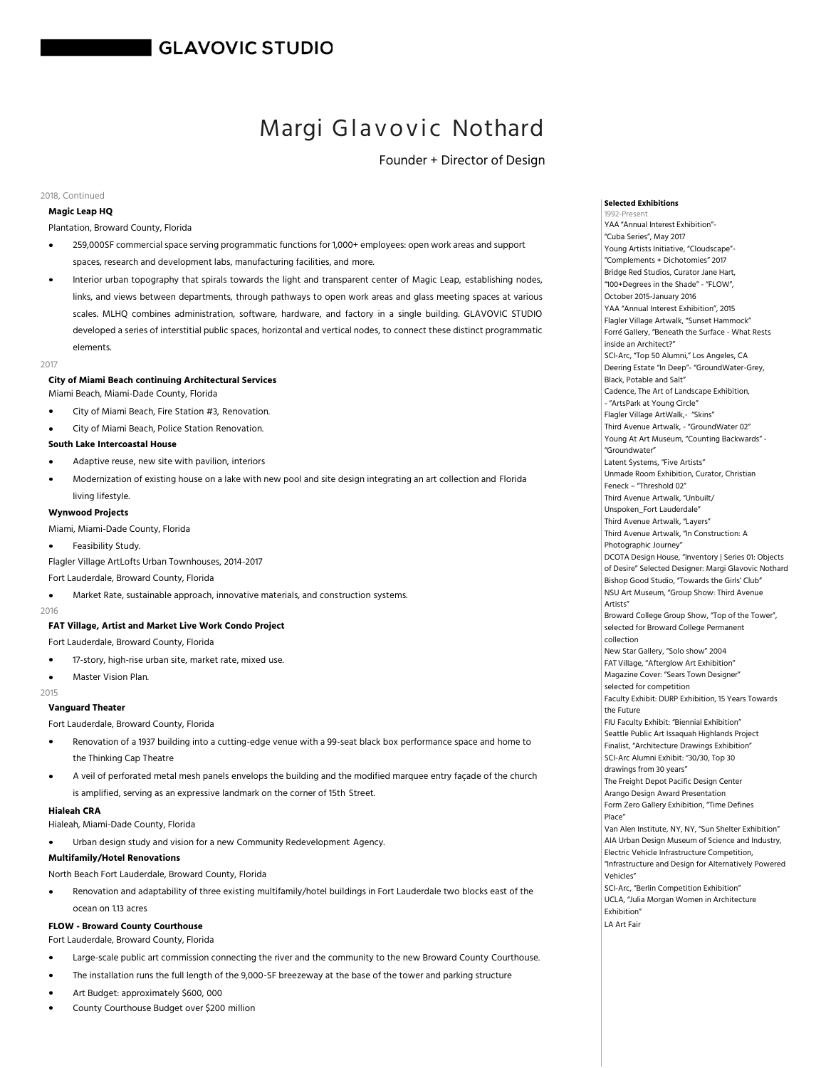# Margi Glavovic Nothard

Founder + Director of Design

2018, Continued

**Magic Leap HQ**

Plantation, Broward County, Florida

- 259,000SF commercial space serving programmatic functions for 1,000+ employees: open work areas and support spaces, research and development labs, manufacturing facilities, and more.
- Interior urban topography that spirals towards the light and transparent center of Magic Leap, establishing nodes, links, and views between departments, through pathways to open work areas and glass meeting spaces at various scales. MLHQ combines administration, software, hardware, and factory in a single building. GLAVOVIC STUDIO developed a series of interstitial public spaces, horizontal and vertical nodes, to connect these distinct programmatic elements.

2017

**City of Miami Beach continuing Architectural Services**

Miami Beach, Miami-Dade County, Florida

- City of Miami Beach, Fire Station #3, Renovation.
- City of Miami Beach, Police Station Renovation.

**South Lake Intercoastal House**

- Adaptive reuse, new site with pavilion, interiors
- Modernization of existing house on a lake with new pool and site design integrating an art collection and Florida living lifestyle.

**Wynwood Projects**

Miami, Miami-Dade County, Florida

- Feasibility Study.

Flagler Village ArtLofts Urban Townhouses, 2014-2017

Fort Lauderdale, Broward County, Florida

- Market Rate, sustainable approach, innovative materials, and construction systems.

2016

**FAT Village, Artist and Market Live Work Condo Project**

Fort Lauderdale, Broward County, Florida

- 17-story, high-rise urban site, market rate, mixed use.
- Master Vision Plan.

2015

**Vanguard Theater**

Fort Lauderdale, Broward County, Florida

- Renovation of a 1937 building into a cutting-edge venue with a 99-seat black box performance space and home to the Thinking Cap Theatre
- A veil of perforated metal mesh panels envelops the building and the modified marquee entry façade of the church is amplified, serving as an expressive landmark on the corner of 15th Street.

**Hialeah CRA**

Hialeah, Miami-Dade County, Florida

- Urban design study and vision for a new Community Redevelopment Agency.

**Multifamily/Hotel Renovations**

North Beach Fort Lauderdale, Broward County, Florida

- Renovation and adaptability of three existing multifamily/hotel buildings in Fort Lauderdale two blocks east of the ocean on 1.13 acres

**FLOW - Broward County Courthouse**

Fort Lauderdale, Broward County, Florida

- Large-scale public art commission connecting the river and the community to the new Broward County Courthouse.
- The installation runs the full length of the 9,000-SF breezeway at the base of the tower and parking structure
- Art Budget: approximately $600, 000
- County Courthouse Budget over $200 million

**Selected Exhibitions**

1992-Present

YAA "Annual Interest Exhibition"- "Cuba Series", May 2017
Young Artists Initiative, "Cloudscape"- "Complements + Dichotomies" 2017
Bridge Red Studios, Curator Jane Hart, "100+Degrees in the Shade" - "FLOW", October 2015-January 2016
YAA "Annual Interest Exhibition", 2015
Flagler Village Artwalk, "Sunset Hammock"
Forré Gallery, "Beneath the Surface - What Rests inside an Architect?"
SCI-Arc, "Top 50 Alumni," Los Angeles, CA
Deering Estate "In Deep"- "GroundWater-Grey, Black, Potable and Salt"
Cadence, The Art of Landscape Exhibition, - "ArtsPark at Young Circle"
Flagler Village ArtWalk,- "Skins"
Third Avenue Artwalk, - "GroundWater 02"
Young At Art Museum, "Counting Backwards" - "Groundwater"
Latent Systems, "Five Artists"
Unmade Room Exhibition, Curator, Christian Feneck – "Threshold 02"
Third Avenue Artwalk, "Unbuilt/ Unspoken_Fort Lauderdale"
Third Avenue Artwalk, "Layers"
Third Avenue Artwalk, "In Construction: A Photographic Journey"
DCOTA Design House, "Inventory | Series 01: Objects of Desire" Selected Designer: Margi Glavovic Nothard
Bishop Good Studio, "Towards the Girls' Club"
NSU Art Museum, "Group Show: Third Avenue Artists"
Broward College Group Show, "Top of the Tower", selected for Broward College Permanent collection
New Star Gallery, "Solo show" 2004
FAT Village, "Afterglow Art Exhibition"
Magazine Cover: "Sears Town Designer" selected for competition
Faculty Exhibit: DURP Exhibition, 15 Years Towards the Future
FIU Faculty Exhibit: "Biennial Exhibition"
Seattle Public Art Issaquah Highlands Project Finalist, "Architecture Drawings Exhibition"
SCI-Arc Alumni Exhibit: "30/30, Top 30 drawings from 30 years"
The Freight Depot Pacific Design Center
Arango Design Award Presentation
Form Zero Gallery Exhibition, "Time Defines Place"
Van Alen Institute, NY, NY, "Sun Shelter Exhibition"
AIA Urban Design Museum of Science and Industry, Electric Vehicle Infrastructure Competition, "Infrastructure and Design for Alternatively Powered Vehicles"
SCI-Arc, "Berlin Competition Exhibition"
UCLA, "Julia Morgan Women in Architecture Exhibition"
LA Art Fair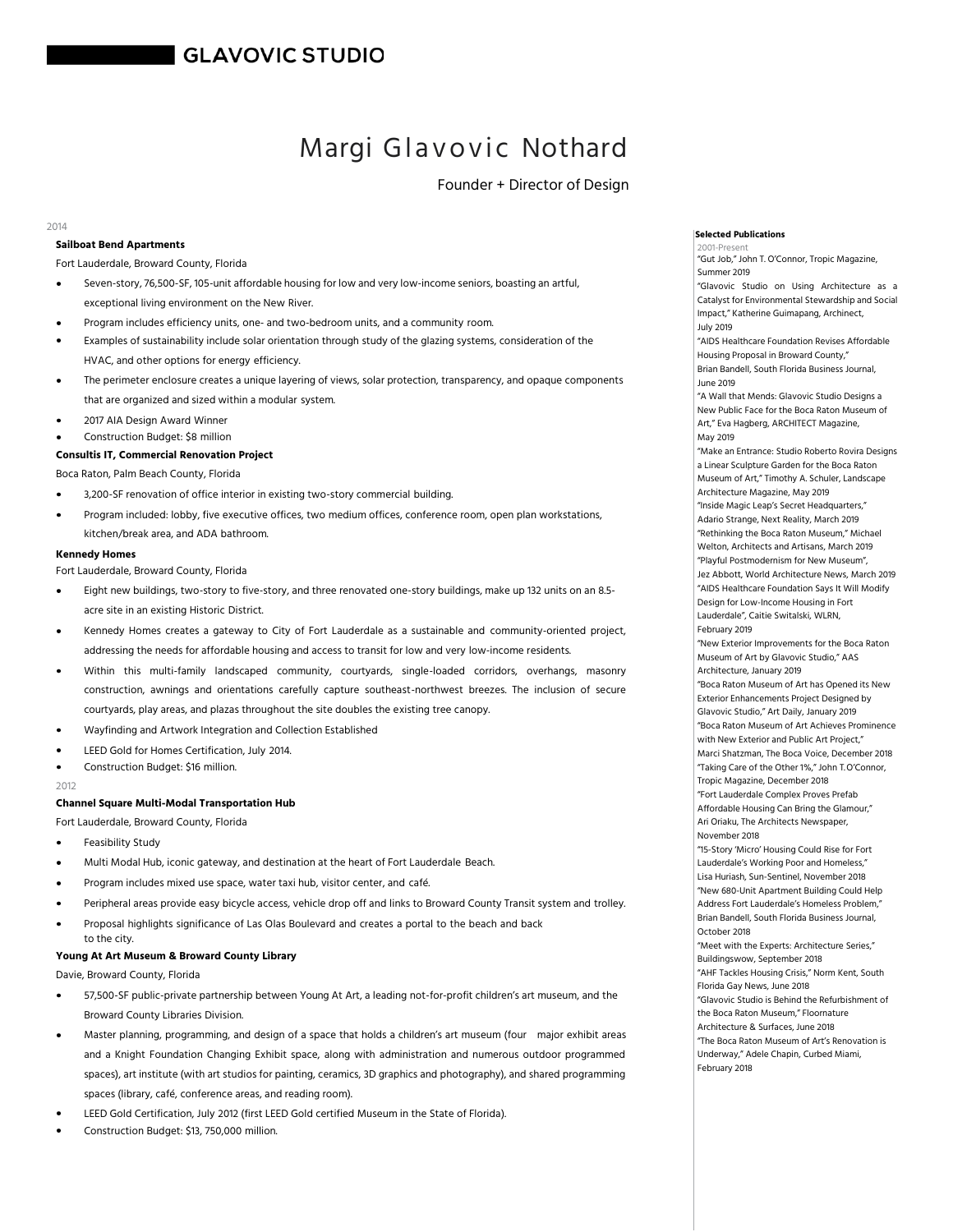# Margi Glavovic Nothard

Founder + Director of Design

2014

**Sailboat Bend Apartments**

Fort Lauderdale, Broward County, Florida

- Seven-story, 76,500-SF, 105-unit affordable housing for low and very low-income seniors, boasting an artful, exceptional living environment on the New River.
- Program includes efficiency units, one- and two-bedroom units, and a community room.
- Examples of sustainability include solar orientation through study of the glazing systems, consideration of the HVAC, and other options for energy efficiency.
- The perimeter enclosure creates a unique layering of views, solar protection, transparency, and opaque components that are organized and sized within a modular system.
- 2017 AIA Design Award Winner
- Construction Budget: $8 million

**Consultis IT, Commercial Renovation Project**

Boca Raton, Palm Beach County, Florida

- 3,200-SF renovation of office interior in existing two-story commercial building.
- Program included: lobby, five executive offices, two medium offices, conference room, open plan workstations, kitchen/break area, and ADA bathroom.

**Kennedy Homes**

Fort Lauderdale, Broward County, Florida

- Eight new buildings, two-story to five-story, and three renovated one-story buildings, make up 132 units on an 8.5-acre site in an existing Historic District.
- Kennedy Homes creates a gateway to City of Fort Lauderdale as a sustainable and community-oriented project, addressing the needs for affordable housing and access to transit for low and very low-income residents.
- Within this multi-family landscaped community, courtyards, single-loaded corridors, overhangs, masonry construction, awnings and orientations carefully capture southeast-northwest breezes. The inclusion of secure courtyards, play areas, and plazas throughout the site doubles the existing tree canopy.
- Wayfinding and Artwork Integration and Collection Established
- LEED Gold for Homes Certification, July 2014.
- Construction Budget: $16 million.

2012

**Channel Square Multi-Modal Transportation Hub**

Fort Lauderdale, Broward County, Florida

- Feasibility Study
- Multi Modal Hub, iconic gateway, and destination at the heart of Fort Lauderdale Beach.
- Program includes mixed use space, water taxi hub, visitor center, and café.
- Peripheral areas provide easy bicycle access, vehicle drop off and links to Broward County Transit system and trolley.
- Proposal highlights significance of Las Olas Boulevard and creates a portal to the beach and back to the city.

**Young At Art Museum & Broward County Library**

Davie, Broward County, Florida

- 57,500-SF public-private partnership between Young At Art, a leading not-for-profit children's art museum, and the Broward County Libraries Division.
- Master planning, programming, and design of a space that holds a children's art museum (four major exhibit areas and a Knight Foundation Changing Exhibit space, along with administration and numerous outdoor programmed spaces), art institute (with art studios for painting, ceramics, 3D graphics and photography), and shared programming spaces (library, café, conference areas, and reading room).
- LEED Gold Certification, July 2012 (first LEED Gold certified Museum in the State of Florida).
- Construction Budget: $13, 750,000 million.

**Selected Publications**

2001-Present

"Gut Job," John T. O'Connor, Tropic Magazine, Summer 2019

"Glavovic Studio on Using Architecture as a Catalyst for Environmental Stewardship and Social Impact," Katherine Guimapang, Archinect, July 2019

"AIDS Healthcare Foundation Revises Affordable Housing Proposal in Broward County," Brian Bandell, South Florida Business Journal, June 2019

"A Wall that Mends: Glavovic Studio Designs a New Public Face for the Boca Raton Museum of Art," Eva Hagberg, ARCHITECT Magazine, May 2019

"Make an Entrance: Studio Roberto Rovira Designs a Linear Sculpture Garden for the Boca Raton Museum of Art," Timothy A. Schuler, Landscape Architecture Magazine, May 2019

"Inside Magic Leap's Secret Headquarters," Adario Strange, Next Reality, March 2019

"Rethinking the Boca Raton Museum," Michael Welton, Architects and Artisans, March 2019

"Playful Postmodernism for New Museum", Jez Abbott, World Architecture News, March 2019

"AIDS Healthcare Foundation Says It Will Modify Design for Low-Income Housing in Fort Lauderdale", Caitie Switalski, WLRN, February 2019

"New Exterior Improvements for the Boca Raton Museum of Art by Glavovic Studio," AAS Architecture, January 2019

"Boca Raton Museum of Art has Opened its New Exterior Enhancements Project Designed by Glavovic Studio," Art Daily, January 2019

"Boca Raton Museum of Art Achieves Prominence with New Exterior and Public Art Project," Marci Shatzman, The Boca Voice, December 2018

"Taking Care of the Other 1%," John T. O'Connor, Tropic Magazine, December 2018

"Fort Lauderdale Complex Proves Prefab Affordable Housing Can Bring the Glamour," Ari Oriaku, The Architects Newspaper, November 2018

"15-Story 'Micro' Housing Could Rise for Fort Lauderdale's Working Poor and Homeless," Lisa Huriash, Sun-Sentinel, November 2018

"New 680-Unit Apartment Building Could Help Address Fort Lauderdale's Homeless Problem," Brian Bandell, South Florida Business Journal, October 2018

"Meet with the Experts: Architecture Series," Buildingswow, September 2018

"AHF Tackles Housing Crisis," Norm Kent, South Florida Gay News, June 2018

"Glavovic Studio is Behind the Refurbishment of the Boca Raton Museum," Floornature Architecture & Surfaces, June 2018

"The Boca Raton Museum of Art's Renovation is Underway," Adele Chapin, Curbed Miami, February 2018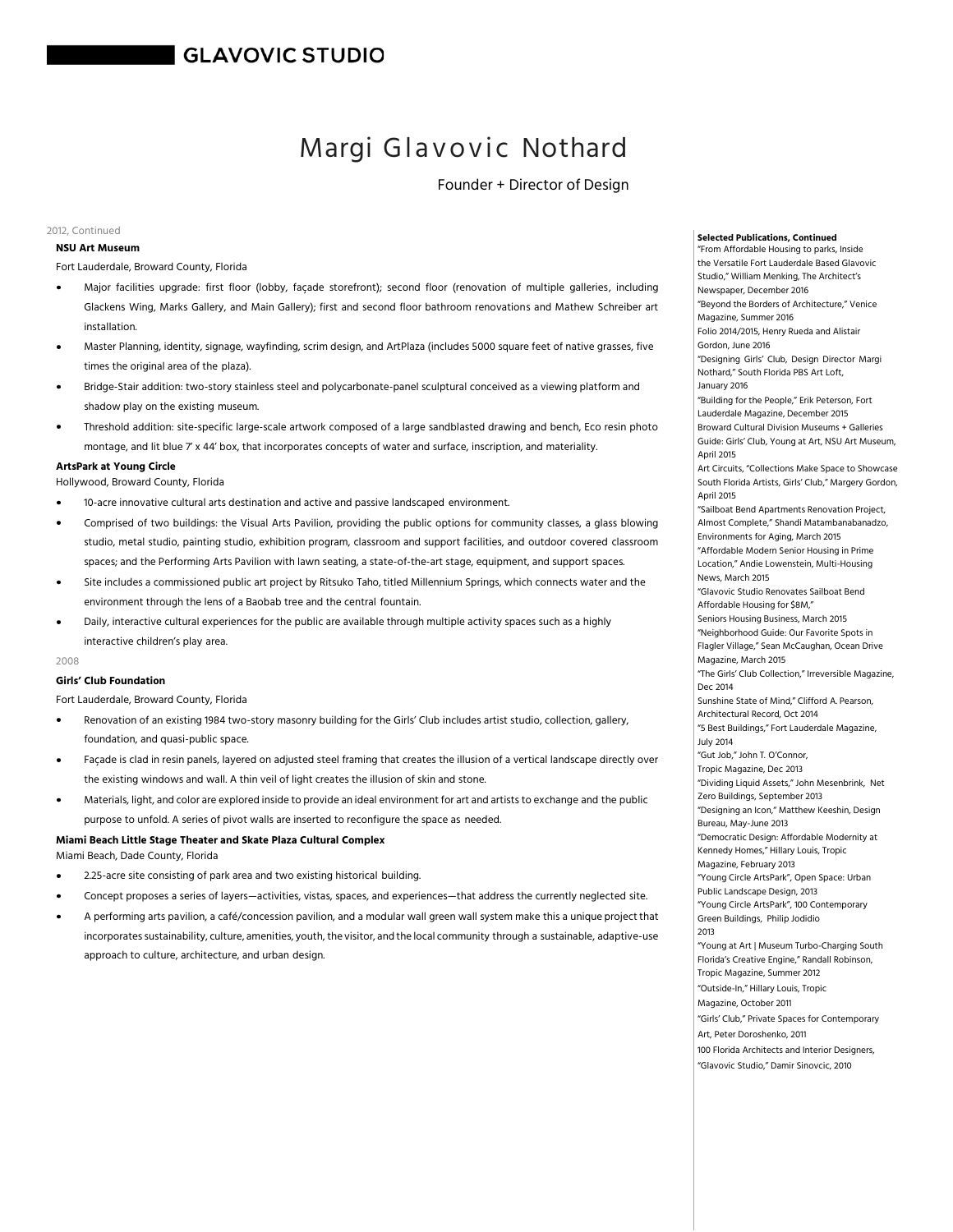# Margi Glavovic Nothard

Founder + Director of Design

2012, Continued

**NSU Art Museum**

Fort Lauderdale, Broward County, Florida

- Major facilities upgrade: first floor (lobby, façade storefront); second floor (renovation of multiple galleries, including Glackens Wing, Marks Gallery, and Main Gallery); first and second floor bathroom renovations and Mathew Schreiber art installation.
- Master Planning, identity, signage, wayfinding, scrim design, and ArtPlaza (includes 5000 square feet of native grasses, five times the original area of the plaza).
- Bridge-Stair addition: two-story stainless steel and polycarbonate-panel sculptural conceived as a viewing platform and shadow play on the existing museum.
- Threshold addition: site-specific large-scale artwork composed of a large sandblasted drawing and bench, Eco resin photo montage, and lit blue 7' x 44' box, that incorporates concepts of water and surface, inscription, and materiality.

**ArtsPark at Young Circle**

Hollywood, Broward County, Florida

- 10-acre innovative cultural arts destination and active and passive landscaped environment.
- Comprised of two buildings: the Visual Arts Pavilion, providing the public options for community classes, a glass blowing studio, metal studio, painting studio, exhibition program, classroom and support facilities, and outdoor covered classroom spaces; and the Performing Arts Pavilion with lawn seating, a state-of-the-art stage, equipment, and support spaces.
- Site includes a commissioned public art project by Ritsuko Taho, titled Millennium Springs, which connects water and the environment through the lens of a Baobab tree and the central fountain.
- Daily, interactive cultural experiences for the public are available through multiple activity spaces such as a highly interactive children's play area.

2008

**Girls' Club Foundation**

Fort Lauderdale, Broward County, Florida

- Renovation of an existing 1984 two-story masonry building for the Girls' Club includes artist studio, collection, gallery, foundation, and quasi-public space.
- Façade is clad in resin panels, layered on adjusted steel framing that creates the illusion of a vertical landscape directly over the existing windows and wall. A thin veil of light creates the illusion of skin and stone.
- Materials, light, and color are explored inside to provide an ideal environment for art and artists to exchange and the public purpose to unfold. A series of pivot walls are inserted to reconfigure the space as needed.

**Miami Beach Little Stage Theater and Skate Plaza Cultural Complex**

Miami Beach, Dade County, Florida

- 2.25-acre site consisting of park area and two existing historical building.
- Concept proposes a series of layers—activities, vistas, spaces, and experiences—that address the currently neglected site.
- A performing arts pavilion, a café/concession pavilion, and a modular wall green wall system make this a unique project that incorporates sustainability, culture, amenities, youth, the visitor, and the local community through a sustainable, adaptive-use approach to culture, architecture, and urban design.

**Selected Publications, Continued**

"From Affordable Housing to parks, Inside the Versatile Fort Lauderdale Based Glavovic Studio," William Menking, The Architect's Newspaper, December 2016

"Beyond the Borders of Architecture," Venice Magazine, Summer 2016

Folio 2014/2015, Henry Rueda and Alistair Gordon, June 2016

"Designing Girls' Club, Design Director Margi Nothard," South Florida PBS Art Loft, January 2016

"Building for the People," Erik Peterson, Fort Lauderdale Magazine, December 2015

Broward Cultural Division Museums + Galleries Guide: Girls' Club, Young at Art, NSU Art Museum, April 2015

Art Circuits, "Collections Make Space to Showcase South Florida Artists, Girls' Club," Margery Gordon, April 2015

"Sailboat Bend Apartments Renovation Project, Almost Complete," Shandi Matambanabanadzo, Environments for Aging, March 2015

"Affordable Modern Senior Housing in Prime Location," Andie Lowenstein, Multi-Housing News, March 2015

"Glavovic Studio Renovates Sailboat Bend Affordable Housing for $8M," Seniors Housing Business, March 2015

"Neighborhood Guide: Our Favorite Spots in Flagler Village," Sean McCaughan, Ocean Drive Magazine, March 2015

"The Girls' Club Collection," Irreversible Magazine, Dec 2014

Sunshine State of Mind," Clifford A. Pearson, Architectural Record, Oct 2014

"5 Best Buildings," Fort Lauderdale Magazine, July 2014

"Gut Job," John T. O'Connor, Tropic Magazine, Dec 2013

"Dividing Liquid Assets," John Mesenbrink, Net Zero Buildings, September 2013

"Designing an Icon," Matthew Keeshin, Design Bureau, May-June 2013

"Democratic Design: Affordable Modernity at Kennedy Homes," Hillary Louis, Tropic Magazine, February 2013

"Young Circle ArtsPark", Open Space: Urban Public Landscape Design, 2013

"Young Circle ArtsPark", 100 Contemporary Green Buildings, Philip Jodidio 2013

"Young at Art | Museum Turbo-Charging South Florida's Creative Engine," Randall Robinson, Tropic Magazine, Summer 2012

"Outside-In," Hillary Louis, Tropic Magazine, October 2011

"Girls' Club," Private Spaces for Contemporary Art, Peter Doroshenko, 2011

100 Florida Architects and Interior Designers, "Glavovic Studio," Damir Sinovcic, 2010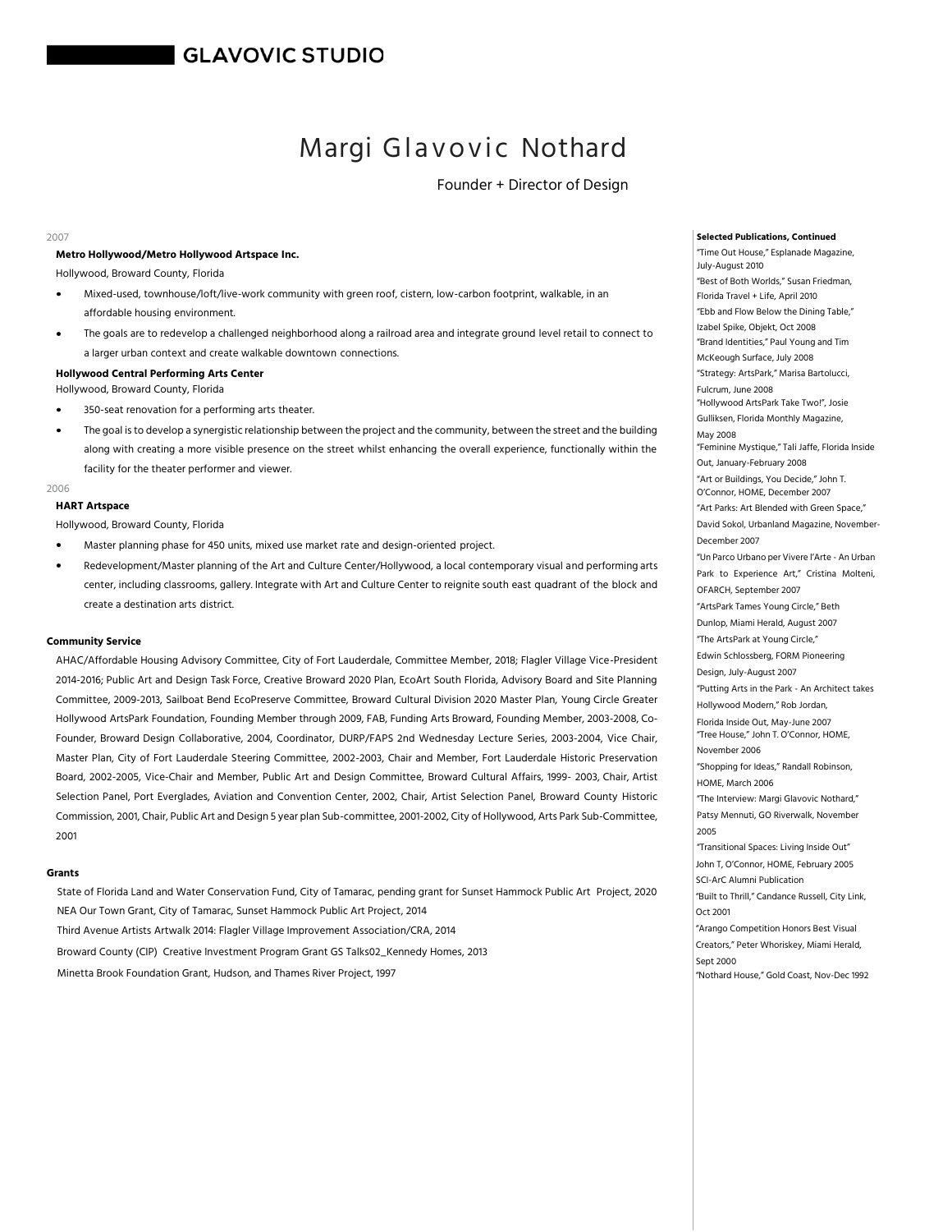# Margi Glavovic Nothard

Founder + Director of Design

2007

**Metro Hollywood/Metro Hollywood Artspace Inc.**

Hollywood, Broward County, Florida

- Mixed-used, townhouse/loft/live-work community with green roof, cistern, low-carbon footprint, walkable, in an affordable housing environment.
- The goals are to redevelop a challenged neighborhood along a railroad area and integrate ground level retail to connect to a larger urban context and create walkable downtown connections.

**Hollywood Central Performing Arts Center**

Hollywood, Broward County, Florida

- 350-seat renovation for a performing arts theater.
- The goal is to develop a synergistic relationship between the project and the community, between the street and the building along with creating a more visible presence on the street whilst enhancing the overall experience, functionally within the facility for the theater performer and viewer.

2006

**HART Artspace**

Hollywood, Broward County, Florida

- Master planning phase for 450 units, mixed use market rate and design-oriented project.
- Redevelopment/Master planning of the Art and Culture Center/Hollywood, a local contemporary visual and performing arts center, including classrooms, gallery. Integrate with Art and Culture Center to reignite south east quadrant of the block and create a destination arts district.

**Community Service**

AHAC/Affordable Housing Advisory Committee, City of Fort Lauderdale, Committee Member, 2018; Flagler Village Vice-President 2014-2016; Public Art and Design Task Force, Creative Broward 2020 Plan, EcoArt South Florida, Advisory Board and Site Planning Committee, 2009-2013, Sailboat Bend EcoPreserve Committee, Broward Cultural Division 2020 Master Plan, Young Circle Greater Hollywood ArtsPark Foundation, Founding Member through 2009, FAB, Funding Arts Broward, Founding Member, 2003-2008, Co-Founder, Broward Design Collaborative, 2004, Coordinator, DURP/FAPS 2nd Wednesday Lecture Series, 2003-2004, Vice Chair, Master Plan, City of Fort Lauderdale Steering Committee, 2002-2003, Chair and Member, Fort Lauderdale Historic Preservation Board, 2002-2005, Vice-Chair and Member, Public Art and Design Committee, Broward Cultural Affairs, 1999- 2003, Chair, Artist Selection Panel, Port Everglades, Aviation and Convention Center, 2002, Chair, Artist Selection Panel, Broward County Historic Commission, 2001, Chair, Public Art and Design 5 year plan Sub-committee, 2001-2002, City of Hollywood, Arts Park Sub-Committee, 2001

**Grants**

State of Florida Land and Water Conservation Fund, City of Tamarac, pending grant for Sunset Hammock Public Art Project, 2020

NEA Our Town Grant, City of Tamarac, Sunset Hammock Public Art Project, 2014

Third Avenue Artists Artwalk 2014: Flagler Village Improvement Association/CRA, 2014

Broward County (CIP) Creative Investment Program Grant GS Talks02_Kennedy Homes, 2013

Minetta Brook Foundation Grant, Hudson, and Thames River Project, 1997

**Selected Publications, Continued**

"Time Out House," Esplanade Magazine, July-August 2010

"Best of Both Worlds," Susan Friedman, Florida Travel + Life, April 2010

"Ebb and Flow Below the Dining Table," Izabel Spike, Objekt, Oct 2008

"Brand Identities," Paul Young and Tim McKeough Surface, July 2008

"Strategy: ArtsPark," Marisa Bartolucci, Fulcrum, June 2008

"Hollywood ArtsPark Take Two!", Josie Gulliksen, Florida Monthly Magazine, May 2008

"Feminine Mystique," Tali Jaffe, Florida Inside Out, January-February 2008

"Art or Buildings, You Decide," John T. O'Connor, HOME, December 2007

"Art Parks: Art Blended with Green Space," David Sokol, Urbanland Magazine, November-December 2007

"Un Parco Urbano per Vivere l'Arte - An Urban Park to Experience Art," Cristina Molteni, OFARCH, September 2007

"ArtsPark Tames Young Circle," Beth Dunlop, Miami Herald, August 2007

"The ArtsPark at Young Circle," Edwin Schlossberg, FORM Pioneering Design, July-August 2007

"Putting Arts in the Park - An Architect takes Hollywood Modern," Rob Jordan, Florida Inside Out, May-June 2007

"Tree House," John T. O'Connor, HOME, November 2006

"Shopping for Ideas," Randall Robinson, HOME, March 2006

"The Interview: Margi Glavovic Nothard," Patsy Mennuti, GO Riverwalk, November 2005

"Transitional Spaces: Living Inside Out" John T, O'Connor, HOME, February 2005

SCI-ArC Alumni Publication

"Built to Thrill," Candance Russell, City Link, Oct 2001

"Arango Competition Honors Best Visual Creators," Peter Whoriskey, Miami Herald, Sept 2000

"Nothard House," Gold Coast, Nov-Dec 1992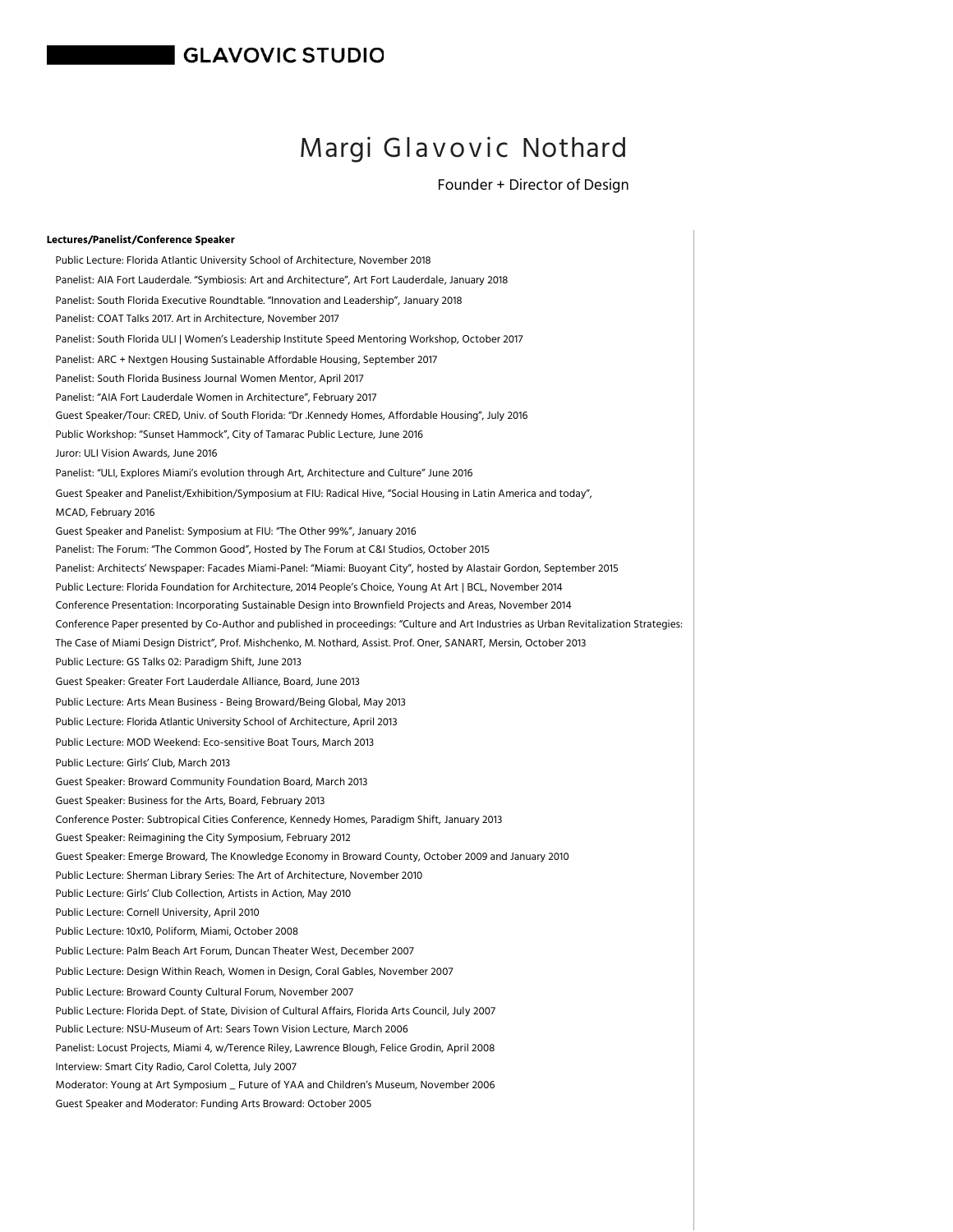# Margi Glavovic Nothard

Founder + Director of Design

**Lectures/Panelist/Conference Speaker**

Public Lecture: Florida Atlantic University School of Architecture, November 2018

Panelist: AIA Fort Lauderdale. "Symbiosis: Art and Architecture", Art Fort Lauderdale, January 2018

Panelist: South Florida Executive Roundtable. "Innovation and Leadership", January 2018

Panelist: COAT Talks 2017. Art in Architecture, November 2017

Panelist: South Florida ULI | Women's Leadership Institute Speed Mentoring Workshop, October 2017

Panelist: ARC + Nextgen Housing Sustainable Affordable Housing, September 2017

Panelist: South Florida Business Journal Women Mentor, April 2017

Panelist: "AIA Fort Lauderdale Women in Architecture", February 2017

Guest Speaker/Tour: CRED, Univ. of South Florida: "Dr .Kennedy Homes, Affordable Housing", July 2016

Public Workshop: "Sunset Hammock", City of Tamarac Public Lecture, June 2016

Juror: ULI Vision Awards, June 2016

Panelist: "ULI, Explores Miami's evolution through Art, Architecture and Culture" June 2016

Guest Speaker and Panelist/Exhibition/Symposium at FIU: Radical Hive, "Social Housing in Latin America and today", MCAD, February 2016

Guest Speaker and Panelist: Symposium at FIU: "The Other 99%", January 2016

Panelist: The Forum: "The Common Good", Hosted by The Forum at C&I Studios, October 2015

Panelist: Architects' Newspaper: Facades Miami-Panel: "Miami: Buoyant City", hosted by Alastair Gordon, September 2015

Public Lecture: Florida Foundation for Architecture, 2014 People's Choice, Young At Art | BCL, November 2014

Conference Presentation: Incorporating Sustainable Design into Brownfield Projects and Areas, November 2014

Conference Paper presented by Co-Author and published in proceedings: "Culture and Art Industries as Urban Revitalization Strategies: The Case of Miami Design District", Prof. Mishchenko, M. Nothard, Assist. Prof. Oner, SANART, Mersin, October 2013

Public Lecture: GS Talks 02: Paradigm Shift, June 2013

Guest Speaker: Greater Fort Lauderdale Alliance, Board, June 2013

Public Lecture: Arts Mean Business - Being Broward/Being Global, May 2013

Public Lecture: Florida Atlantic University School of Architecture, April 2013

Public Lecture: MOD Weekend: Eco-sensitive Boat Tours, March 2013

Public Lecture: Girls' Club, March 2013

Guest Speaker: Broward Community Foundation Board, March 2013

Guest Speaker: Business for the Arts, Board, February 2013

Conference Poster: Subtropical Cities Conference, Kennedy Homes, Paradigm Shift, January 2013

Guest Speaker: Reimagining the City Symposium, February 2012

Guest Speaker: Emerge Broward, The Knowledge Economy in Broward County, October 2009 and January 2010

Public Lecture: Sherman Library Series: The Art of Architecture, November 2010

Public Lecture: Girls' Club Collection, Artists in Action, May 2010

Public Lecture: Cornell University, April 2010

Public Lecture: 10x10, Poliform, Miami, October 2008

Public Lecture: Palm Beach Art Forum, Duncan Theater West, December 2007

Public Lecture: Design Within Reach, Women in Design, Coral Gables, November 2007

Public Lecture: Broward County Cultural Forum, November 2007

Public Lecture: Florida Dept. of State, Division of Cultural Affairs, Florida Arts Council, July 2007

Public Lecture: NSU-Museum of Art: Sears Town Vision Lecture, March 2006

Panelist: Locust Projects, Miami 4, w/Terence Riley, Lawrence Blough, Felice Grodin, April 2008

Interview: Smart City Radio, Carol Coletta, July 2007

Moderator: Young at Art Symposium _ Future of YAA and Children's Museum, November 2006

Guest Speaker and Moderator: Funding Arts Broward: October 2005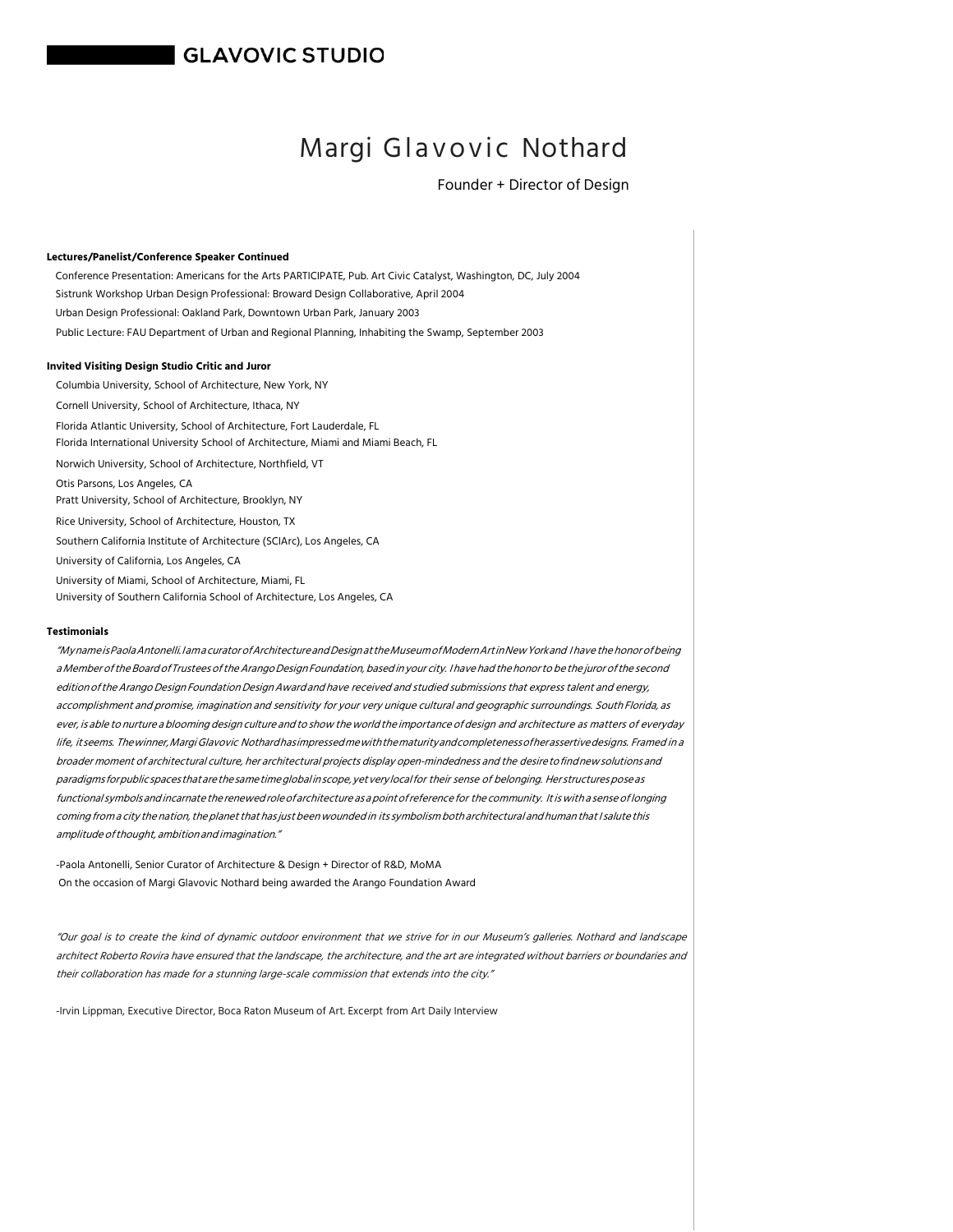# Margi Glavovic Nothard

Founder + Director of Design

**Lectures/Panelist/Conference Speaker Continued**

Conference Presentation: Americans for the Arts PARTICIPATE, Pub. Art Civic Catalyst, Washington, DC, July 2004
Sistrunk Workshop Urban Design Professional: Broward Design Collaborative, April 2004
Urban Design Professional: Oakland Park, Downtown Urban Park, January 2003
Public Lecture: FAU Department of Urban and Regional Planning, Inhabiting the Swamp, September 2003

**Invited Visiting Design Studio Critic and Juror**

Columbia University, School of Architecture, New York, NY
Cornell University, School of Architecture, Ithaca, NY
Florida Atlantic University, School of Architecture, Fort Lauderdale, FL
Florida International University School of Architecture, Miami and Miami Beach, FL
Norwich University, School of Architecture, Northfield, VT
Otis Parsons, Los Angeles, CA
Pratt University, School of Architecture, Brooklyn, NY
Rice University, School of Architecture, Houston, TX
Southern California Institute of Architecture (SCIArc), Los Angeles, CA
University of California, Los Angeles, CA
University of Miami, School of Architecture, Miami, FL
University of Southern California School of Architecture, Los Angeles, CA

**Testimonials**

*"My name is Paola Antonelli. I am a curator of Architecture and Design at the Museum of Modern Art in New York and I have the honor of being a Member of the Board of Trustees of the Arango Design Foundation, based in your city. I have had the honor to be the juror of the second edition of the Arango Foundation Design Award and have received and studied submissions that express talent and energy, accomplishment and promise, imagination and sensitivity for your very unique cultural and geographic surroundings. South Florida, as ever, is able to nurture a blooming design culture and to show the world the importance of design and architecture as matters of everyday life, it seems. The winner, Margi Glavovic Nothard has impressed me with the maturity and completeness of her assertive designs. Framed in a broader moment of architectural culture, her architectural projects display open-mindedness and the desire to find new solutions and paradigms for public spaces that are the same time global in scope, yet very local for their sense of belonging. Her structures pose as functional symbols and incarnate the renewed role of architecture as a point of reference for the community. It is with a sense of longing coming from a city the nation, the planet that has just been wounded in its symbolism both architectural and human that I salute this amplitude of thought, ambition and imagination."*

-Paola Antonelli, Senior Curator of Architecture & Design + Director of R&D, MoMA
On the occasion of Margi Glavovic Nothard being awarded the Arango Foundation Award

*"Our goal is to create the kind of dynamic outdoor environment that we strive for in our Museum's galleries. Nothard and landscape architect Roberto Rovira have ensured that the landscape, the architecture, and the art are integrated without barriers or boundaries and their collaboration has made for a stunning large-scale commission that extends into the city."*

-Irvin Lippman, Executive Director, Boca Raton Museum of Art. Excerpt from Art Daily Interview